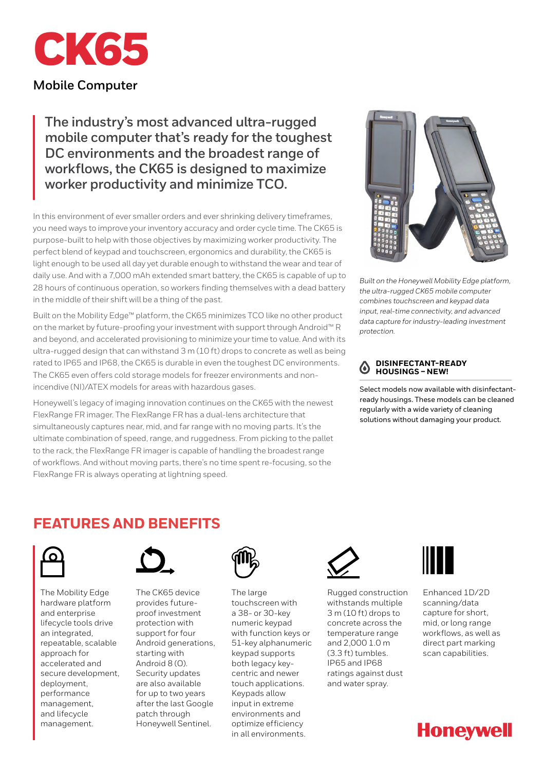# CK65

## Mobile Computer

**The industry's most advanced ultra-rugged mobile computer that's ready for the toughest DC environments and the broadest range of workflows, the CK65 is designed to maximize worker productivity and minimize TCO.**

In this environment of ever smaller orders and ever shrinking delivery timeframes, you need ways to improve your inventory accuracy and order cycle time. The CK65 is purpose-built to help with those objectives by maximizing worker productivity. The perfect blend of keypad and touchscreen, ergonomics and durability, the CK65 is light enough to be used all day yet durable enough to withstand the wear and tear of daily use. And with a 7,000 mAh extended smart battery, the CK65 is capable of up to 28 hours of continuous operation, so workers finding themselves with a dead battery in the middle of their shift will be a thing of the past.

Built on the Mobility Edge™ platform, the CK65 minimizes TCO like no other product on the market by future-proofing your investment with support through Android™ R and beyond, and accelerated provisioning to minimize your time to value. And with its ultra-rugged design that can withstand 3 m (10 ft) drops to concrete as well as being rated to IP65 and IP68, the CK65 is durable in even the toughest DC environments. The CK65 even offers cold storage models for freezer environments and non-incendive (NI)/ATEX models for areas with hazardous gases.

Honeywell's legacy of imaging innovation continues on the CK65 with the newest FlexRange FR imager. The FlexRange FR has a dual-lens architecture that simultaneously captures near, mid, and far range with no moving parts. It's the ultimate combination of speed, range, and ruggedness. From picking to the pallet to the rack, the FlexRange FR imager is capable of handling the broadest range of workflows. And without moving parts, there's no time spent re-focusing, so the FlexRange FR is always operating at lightning speed.

*Built on the Honeywell Mobility Edge platform, the ultra-rugged CK65 mobile computer combines touchscreen and keypad data input, real-time connectivity, and advanced data capture for industry-leading investment protection.*

### DISINFECTANT-READY HOUSINGS – NEW!

Select models now available with disinfectant-ready housings. These models can be cleaned regularly with a wide variety of cleaning solutions without damaging your product.

## FEATURES AND BENEFITS

The Mobility Edge hardware platform and enterprise lifecycle tools drive an integrated, repeatable, scalable approach for accelerated and secure development, deployment, performance management, and lifecycle management.

The CK65 device provides future-proof investment protection with support for four Android generations, starting with Android 8 (O). Security updates are also available for up to two years after the last Google patch through Honeywell Sentinel.

The large touchscreen with a 38- or 30-key numeric keypad with function keys or 51-key alphanumeric keypad supports both legacy key-centric and newer touch applications. Keypads allow input in extreme environments and optimize efficiency in all environments.

Rugged construction withstands multiple 3 m (10 ft) drops to concrete across the temperature range and 2,000 1.0 m (3.3 ft) tumbles. IP65 and IP68 ratings against dust and water spray.

Enhanced 1D/2D scanning/data capture for short, mid, or long range workflows, as well as direct part marking scan capabilities.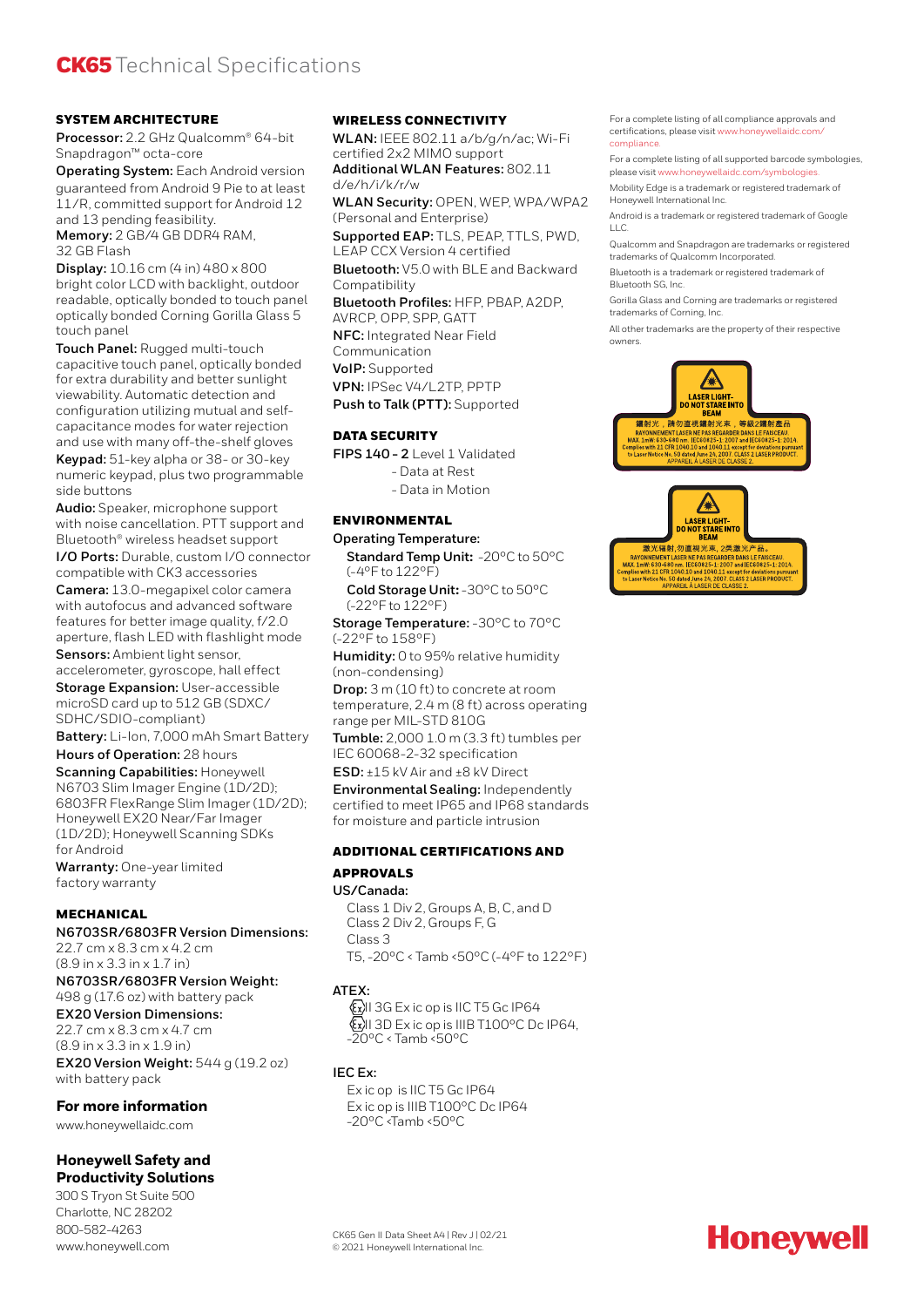# CK65 Technical Specifications

### SYSTEM ARCHITECTURE

**Processor:** 2.2 GHz Qualcomm® 64-bit Snapdragon™ octa-core

**Operating System:** Each Android version guaranteed from Android 9 Pie to at least 11/R, committed support for Android 12 and 13 pending feasibility.

**Memory:** 2 GB/4 GB DDR4 RAM, 32 GB Flash

**Display:** 10.16 cm (4 in) 480 x 800 bright color LCD with backlight, outdoor readable, optically bonded to touch panel optically bonded Corning Gorilla Glass 5 touch panel

**Touch Panel:** Rugged multi-touch capacitive touch panel, optically bonded for extra durability and better sunlight viewability. Automatic detection and configuration utilizing mutual and self-capacitance modes for water rejection and use with many off-the-shelf gloves

**Keypad:** 51-key alpha or 38- or 30-key numeric keypad, plus two programmable side buttons

**Audio:** Speaker, microphone support with noise cancellation. PTT support and Bluetooth® wireless headset support

**I/O Ports:** Durable, custom I/O connector compatible with CK3 accessories

**Camera:** 13.0-megapixel color camera with autofocus and advanced software features for better image quality, f/2.0 aperture, flash LED with flashlight mode

**Sensors:** Ambient light sensor, accelerometer, gyroscope, hall effect

**Storage Expansion:** User-accessible microSD card up to 512 GB (SDXC/SDHC/SDIO-compliant)

**Battery:** Li-Ion, 7,000 mAh Smart Battery

**Hours of Operation:** 28 hours

**Scanning Capabilities:** Honeywell N6703 Slim Imager Engine (1D/2D); 6803FR FlexRange Slim Imager (1D/2D); Honeywell EX20 Near/Far Imager (1D/2D); Honeywell Scanning SDKs for Android

**Warranty:** One-year limited factory warranty

### MECHANICAL

**N6703SR/6803FR Version Dimensions:** 22.7 cm x 8.3 cm x 4.2 cm (8.9 in x 3.3 in x 1.7 in)

**N6703SR/6803FR Version Weight:** 498 g (17.6 oz) with battery pack

**EX20 Version Dimensions:** 22.7 cm x 8.3 cm x 4.7 cm (8.9 in x 3.3 in x 1.9 in)

**EX20 Version Weight:** 544 g (19.2 oz) with battery pack

### For more information

www.honeywellaidc.com

### Honeywell Safety and Productivity Solutions

300 S Tryon St Suite 500
Charlotte, NC 28202
800-582-4263
www.honeywell.com

### WIRELESS CONNECTIVITY

**WLAN:** IEEE 802.11 a/b/g/n/ac; Wi-Fi certified 2x2 MIMO support

**Additional WLAN Features:** 802.11 d/e/h/i/k/r/w

**WLAN Security:** OPEN, WEP, WPA/WPA2 (Personal and Enterprise)

**Supported EAP:** TLS, PEAP, TTLS, PWD, LEAP CCX Version 4 certified

**Bluetooth:** V5.0 with BLE and Backward Compatibility

**Bluetooth Profiles:** HFP, PBAP, A2DP, AVRCP, OPP, SPP, GATT

**NFC:** Integrated Near Field Communication

**VoIP:** Supported

**VPN:** IPSec V4/L2TP, PPTP

**Push to Talk (PTT):** Supported

### DATA SECURITY

**FIPS 140 - 2** Level 1 Validated
- Data at Rest
- Data in Motion

### ENVIRONMENTAL

**Operating Temperature:**

**Standard Temp Unit:** -20°C to 50°C (-4°F to 122°F)

**Cold Storage Unit:** -30°C to 50°C (-22°F to 122°F)

**Storage Temperature:** -30°C to 70°C (-22°F to 158°F)

**Humidity:** 0 to 95% relative humidity (non-condensing)

**Drop:** 3 m (10 ft) to concrete at room temperature, 2.4 m (8 ft) across operating range per MIL-STD 810G

**Tumble:** 2,000 1.0 m (3.3 ft) tumbles per IEC 60068-2-32 specification

**ESD:** ±15 kV Air and ±8 kV Direct

**Environmental Sealing:** Independently certified to meet IP65 and IP68 standards for moisture and particle intrusion

### ADDITIONAL CERTIFICATIONS AND APPROVALS

**US/Canada:**

Class 1 Div 2, Groups A, B, C, and D
Class 2 Div 2, Groups F, G
Class 3
T5, -20°C < Tamb <50°C (-4°F to 122°F)

**ATEX:**

Ⓔx II 3G Ex ic op is IIC T5 Gc IP64
Ⓔx II 3D Ex ic op is IIIB T100°C Dc IP64,
-20°C < Tamb <50°C

**IEC Ex:**

Ex ic op is IIC T5 Gc IP64
Ex ic op is IIIB T100°C Dc IP64
-20°C <Tamb <50°C

CK65 Gen II Data Sheet A4 | Rev J | 02/21
© 2021 Honeywell International Inc.

For a complete listing of all compliance approvals and certifications, please visit www.honeywellaidc.com/compliance.

For a complete listing of all supported barcode symbologies, please visit www.honeywellaidc.com/symbologies.

Mobility Edge is a trademark or registered trademark of Honeywell International Inc.

Android is a trademark or registered trademark of Google LLC.

Qualcomm and Snapdragon are trademarks or registered trademarks of Qualcomm Incorporated.

Bluetooth is a trademark or registered trademark of Bluetooth SG, Inc.

Gorilla Glass and Corning are trademarks or registered trademarks of Corning, Inc.

All other trademarks are the property of their respective owners.

LASER LIGHT- DO NOT STARE INTO BEAM
鐳射光，請勿直視鐳射光束，等級2鐳射產品
RAYONNEMENT LASER NE PAS REGARDER DANS LE FAISCEAU.
MAX. 1mW: 630-680 nm. IEC60825-1: 2007 and IEC60825-1: 2014.
Complies with 21 CFR 1040.10 and 1040.11 except for deviations pursuant to Laser Notice No. 50 dated June 24, 2007. CLASS 2 LASER PRODUCT.
APPAREIL À LASER DE CLASSE 2.

LASER LIGHT- DO NOT STARE INTO BEAM
激光辐射，勿直视光束，2类激光产品。
RAYONNEMENT LASER NE PAS REGARDER DANS LE FAISCEAU.
MAX. 1mW: 630-680 nm. IEC60825-1: 2007 and IEC60825-1: 2014.
Complies with 21 CFR 1040.10 and 1040.11 except for deviations pursuant to Laser Notice No. 50 dated June 24, 2007. CLASS 2 LASER PRODUCT.
APPAREIL À LASER DE CLASSE 2.

Honeywell